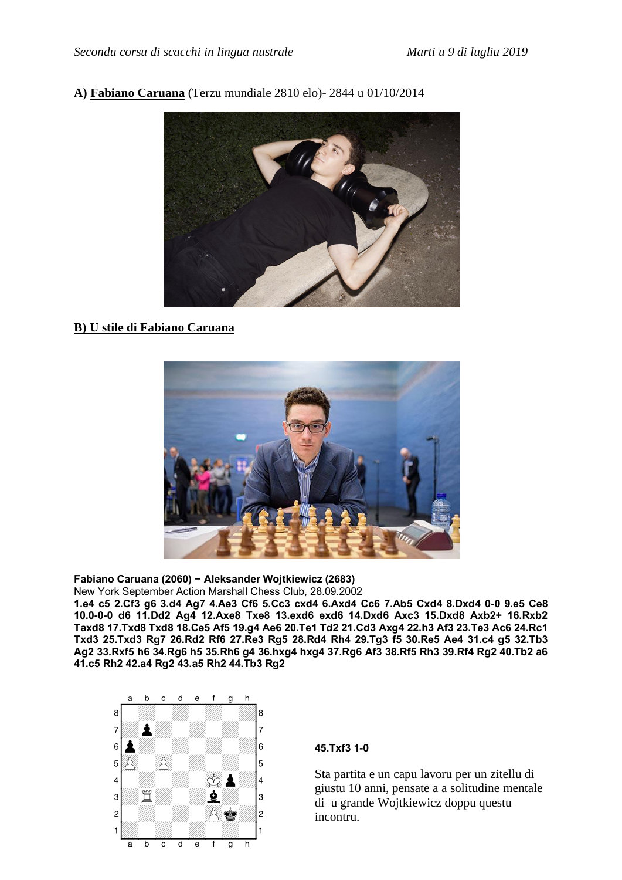**A) Fabiano Caruana** (Terzu mundiale 2810 elo)- 2844 u 01/10/2014

**B) U stile di Fabiano Caruana**

**Fabiano Caruana (2060) − Aleksander Wojtkiewicz (2683)**
New York September Action Marshall Chess Club, 28.09.2002
**1.e4 c5 2.Cf3 g6 3.d4 Ag7 4.Ae3 Cf6 5.Cc3 cxd4 6.Axd4 Cc6 7.Ab5 Cxd4 8.Dxd4 0-0 9.e5 Ce8 10.0-0-0 d6 11.Dd2 Ag4 12.Axe8 Txe8 13.exd6 exd6 14.Dxd6 Axc3 15.Dxd8 Axb2+ 16.Rxb2 Taxd8 17.Txd8 Txd8 18.Ce5 Af5 19.g4 Ae6 20.Te1 Td2 21.Cd3 Axg4 22.h3 Af3 23.Te3 Ac6 24.Rc1 Txd3 25.Txd3 Rg7 26.Rd2 Rf6 27.Re3 Rg5 28.Rd4 Rh4 29.Tg3 f5 30.Re5 Ae4 31.c4 g5 32.Tb3 Ag2 33.Rxf5 h6 34.Rg6 h5 35.Rh6 g4 36.hxg4 hxg4 37.Rg6 Af3 38.Rf5 Rh3 39.Rf4 Rg2 40.Tb2 a6 41.c5 Rh2 42.a4 Rg2 43.a5 Rh2 44.Tb3 Rg2**

**45.Txf3 1-0**

Sta partita e un capu lavoru per un zitellu di giustu 10 anni, pensate a a solitudine mentale di u grande Wojtkiewicz doppu questu incontru.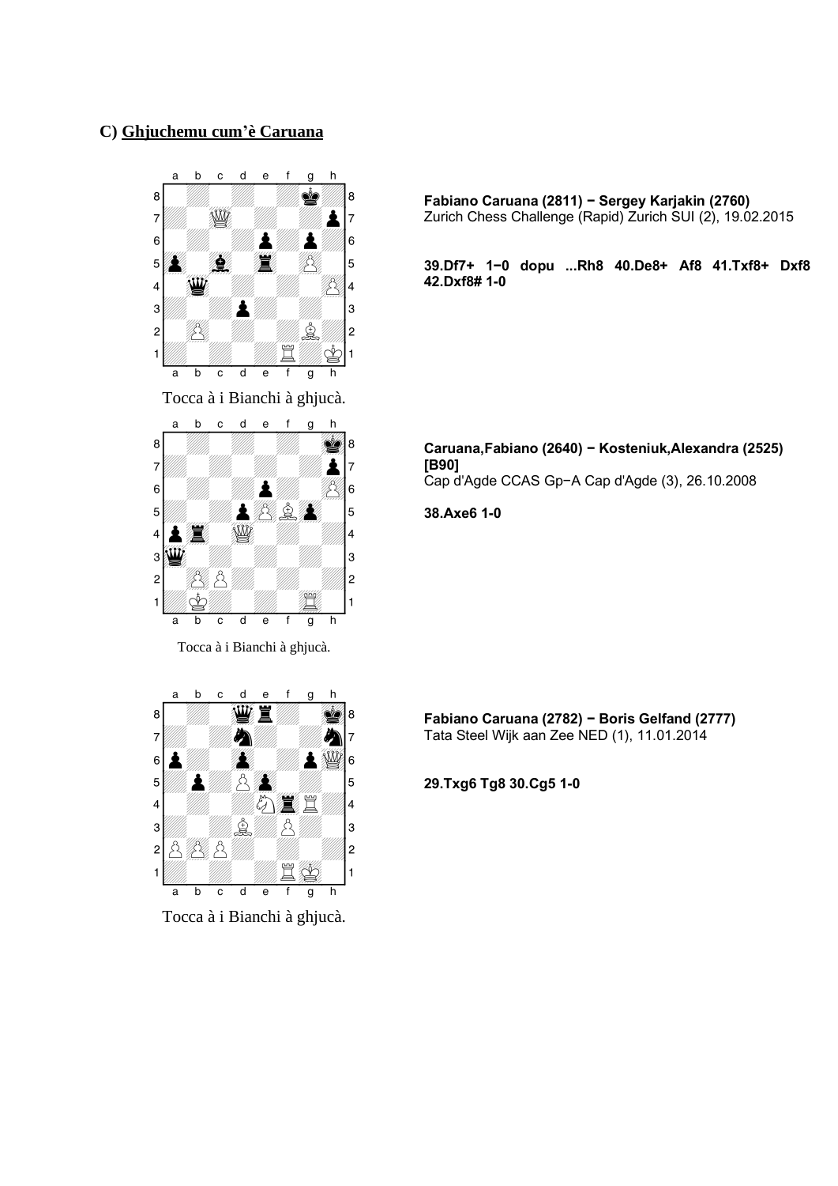### C) <u>Ghjuchemu cum'è Caruana</u>

Tocca à i Bianchi à ghjucà.

**Fabiano Caruana (2811) − Sergey Karjakin (2760)**
Zurich Chess Challenge (Rapid) Zurich SUI (2), 19.02.2015

**39.Df7+ 1−0 dopu ...Rh8 40.De8+ Af8 41.Txf8+ Dxf8 42.Dxf8# 1-0**

Tocca à i Bianchi à ghjucà.

**Caruana,Fabiano (2640) − Kosteniuk,Alexandra (2525) [B90]**
Cap d'Agde CCAS Gp−A Cap d'Agde (3), 26.10.2008

**38.Axe6 1-0**

Tocca à i Bianchi à ghjucà.

**Fabiano Caruana (2782) − Boris Gelfand (2777)**
Tata Steel Wijk aan Zee NED (1), 11.01.2014

**29.Txg6 Tg8 30.Cg5 1-0**